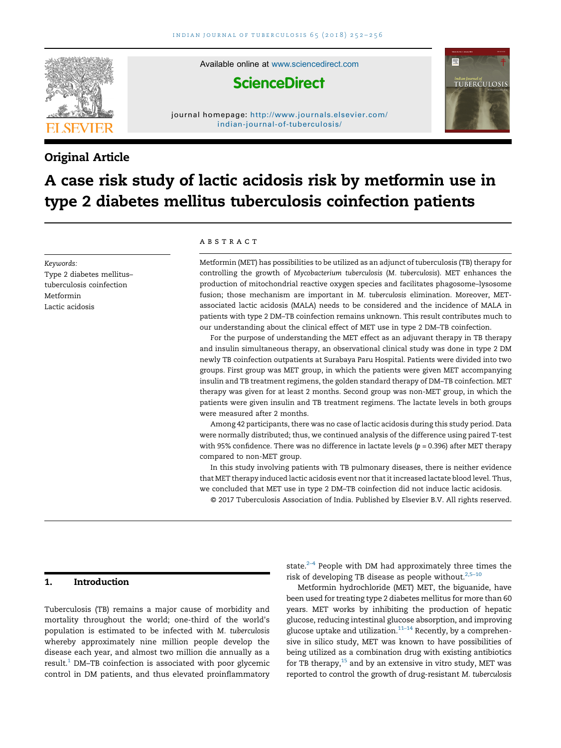Original Article

# A case risk study of lactic acidosis risk by metformin use in type 2 diabetes mellitus tuberculosis coinfection patients

Keywords:
Type 2 diabetes mellitus–tuberculosis coinfection
Metformin
Lactic acidosis

## ABSTRACT

Metformin (MET) has possibilities to be utilized as an adjunct of tuberculosis (TB) therapy for controlling the growth of *Mycobacterium tuberculosis* (*M. tuberculosis*). MET enhances the production of mitochondrial reactive oxygen species and facilitates phagosome–lysosome fusion; those mechanism are important in *M. tuberculosis* elimination. Moreover, MET-associated lactic acidosis (MALA) needs to be considered and the incidence of MALA in patients with type 2 DM–TB coinfection remains unknown. This result contributes much to our understanding about the clinical effect of MET use in type 2 DM–TB coinfection.

For the purpose of understanding the MET effect as an adjuvant therapy in TB therapy and insulin simultaneous therapy, an observational clinical study was done in type 2 DM newly TB coinfection outpatients at Surabaya Paru Hospital. Patients were divided into two groups. First group was MET group, in which the patients were given MET accompanying insulin and TB treatment regimens, the golden standard therapy of DM–TB coinfection. MET therapy was given for at least 2 months. Second group was non-MET group, in which the patients were given insulin and TB treatment regimens. The lactate levels in both groups were measured after 2 months.

Among 42 participants, there was no case of lactic acidosis during this study period. Data were normally distributed; thus, we continued analysis of the difference using paired *T*-test with 95% confidence. There was no difference in lactate levels ($p = 0.396$) after MET therapy compared to non-MET group.

In this study involving patients with TB pulmonary diseases, there is neither evidence that MET therapy induced lactic acidosis event nor that it increased lactate blood level. Thus, we concluded that MET use in type 2 DM–TB coinfection did not induce lactic acidosis.

© 2017 Tuberculosis Association of India. Published by Elsevier B.V. All rights reserved.

## 1. Introduction

Tuberculosis (TB) remains a major cause of morbidity and mortality throughout the world; one-third of the world's population is estimated to be infected with *M. tuberculosis* whereby approximately nine million people develop the disease each year, and almost two million die annually as a result.[1] DM–TB coinfection is associated with poor glycemic control in DM patients, and thus elevated proinflammatory state.[2–4] People with DM had approximately three times the risk of developing TB disease as people without.[2,5–10]

Metformin hydrochloride (MET) MET, the biguanide, have been used for treating type 2 diabetes mellitus for more than 60 years. MET works by inhibiting the production of hepatic glucose, reducing intestinal glucose absorption, and improving glucose uptake and utilization.[11–14] Recently, by a comprehensive in silico study, MET was known to have possibilities of being utilized as a combination drug with existing antibiotics for TB therapy,[15] and by an extensive in vitro study, MET was reported to control the growth of drug-resistant *M. tuberculosis*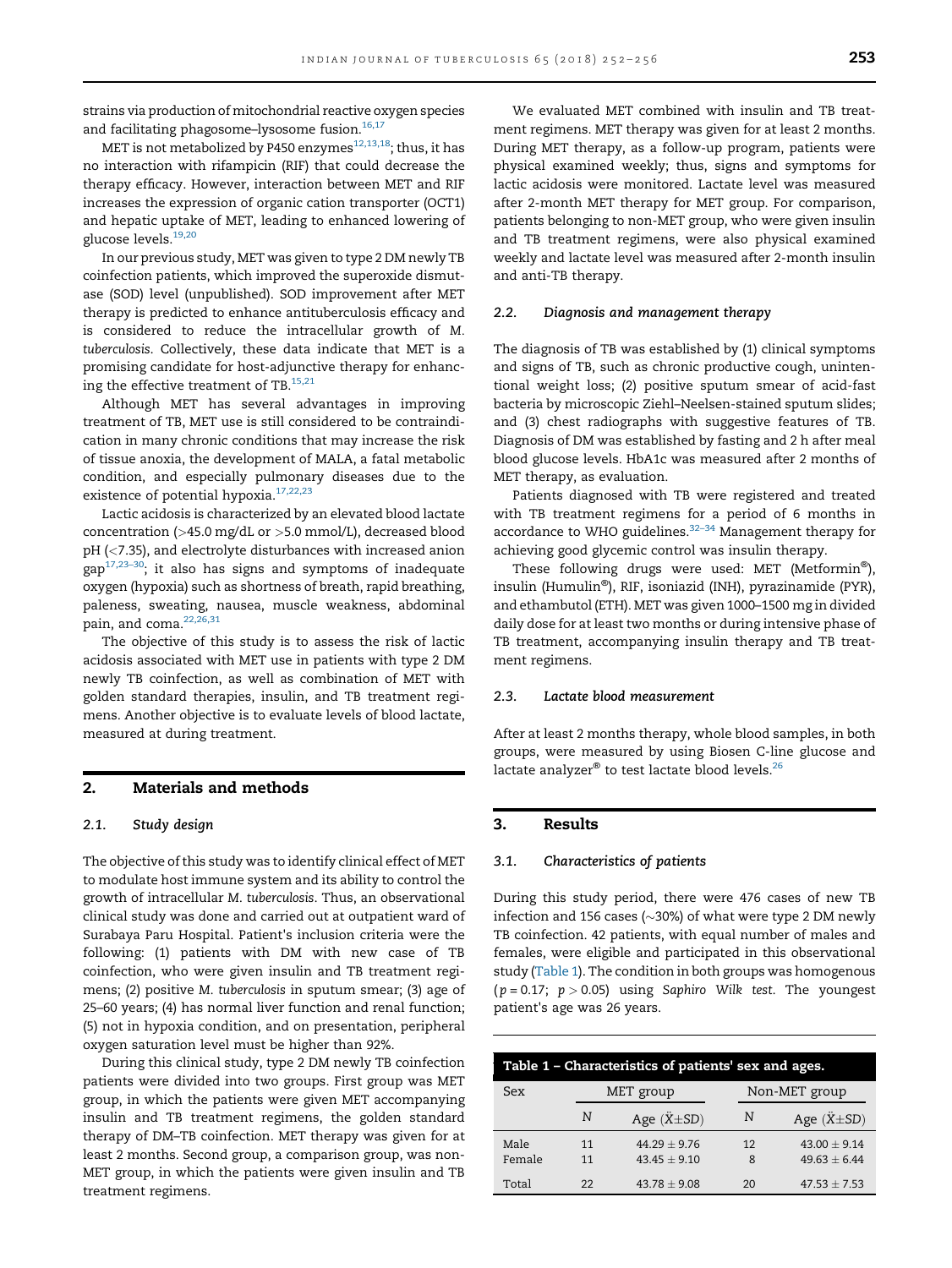strains via production of mitochondrial reactive oxygen species and facilitating phagosome–lysosome fusion.[16,17]

MET is not metabolized by P450 enzymes[12,13,18]; thus, it has no interaction with rifampicin (RIF) that could decrease the therapy efficacy. However, interaction between MET and RIF increases the expression of organic cation transporter (OCT1) and hepatic uptake of MET, leading to enhanced lowering of glucose levels.[19,20]

In our previous study, MET was given to type 2 DM newly TB coinfection patients, which improved the superoxide dismutase (SOD) level (unpublished). SOD improvement after MET therapy is predicted to enhance antituberculosis efficacy and is considered to reduce the intracellular growth of *M. tuberculosis*. Collectively, these data indicate that MET is a promising candidate for host-adjunctive therapy for enhancing the effective treatment of TB.[15,21]

Although MET has several advantages in improving treatment of TB, MET use is still considered to be contraindication in many chronic conditions that may increase the risk of tissue anoxia, the development of MALA, a fatal metabolic condition, and especially pulmonary diseases due to the existence of potential hypoxia.[17,22,23]

Lactic acidosis is characterized by an elevated blood lactate concentration (>45.0 mg/dL or >5.0 mmol/L), decreased blood pH (<7.35), and electrolyte disturbances with increased anion gap[17,23–30]; it also has signs and symptoms of inadequate oxygen (hypoxia) such as shortness of breath, rapid breathing, paleness, sweating, nausea, muscle weakness, abdominal pain, and coma.[22,26,31]

The objective of this study is to assess the risk of lactic acidosis associated with MET use in patients with type 2 DM newly TB coinfection, as well as combination of MET with golden standard therapies, insulin, and TB treatment regimens. Another objective is to evaluate levels of blood lactate, measured at during treatment.

## 2. Materials and methods

### 2.1. Study design

The objective of this study was to identify clinical effect of MET to modulate host immune system and its ability to control the growth of intracellular *M. tuberculosis*. Thus, an observational clinical study was done and carried out at outpatient ward of Surabaya Paru Hospital. Patient's inclusion criteria were the following: (1) patients with DM with new case of TB coinfection, who were given insulin and TB treatment regimens; (2) positive *M. tuberculosis* in sputum smear; (3) age of 25–60 years; (4) has normal liver function and renal function; (5) not in hypoxia condition, and on presentation, peripheral oxygen saturation level must be higher than 92%.

During this clinical study, type 2 DM newly TB coinfection patients were divided into two groups. First group was MET group, in which the patients were given MET accompanying insulin and TB treatment regimens, the golden standard therapy of DM–TB coinfection. MET therapy was given for at least 2 months. Second group, a comparison group, was non-MET group, in which the patients were given insulin and TB treatment regimens.

We evaluated MET combined with insulin and TB treatment regimens. MET therapy was given for at least 2 months. During MET therapy, as a follow-up program, patients were physical examined weekly; thus, signs and symptoms for lactic acidosis were monitored. Lactate level was measured after 2-month MET therapy for MET group. For comparison, patients belonging to non-MET group, who were given insulin and TB treatment regimens, were also physical examined weekly and lactate level was measured after 2-month insulin and anti-TB therapy.

### 2.2. Diagnosis and management therapy

The diagnosis of TB was established by (1) clinical symptoms and signs of TB, such as chronic productive cough, unintentional weight loss; (2) positive sputum smear of acid-fast bacteria by microscopic Ziehl–Neelsen-stained sputum slides; and (3) chest radiographs with suggestive features of TB. Diagnosis of DM was established by fasting and 2 h after meal blood glucose levels. HbA1c was measured after 2 months of MET therapy, as evaluation.

Patients diagnosed with TB were registered and treated with TB treatment regimens for a period of 6 months in accordance to WHO guidelines.[32–34] Management therapy for achieving good glycemic control was insulin therapy.

These following drugs were used: MET (Metformin®), insulin (Humulin®), RIF, isoniazid (INH), pyrazinamide (PYR), and ethambutol (ETH). MET was given 1000–1500 mg in divided daily dose for at least two months or during intensive phase of TB treatment, accompanying insulin therapy and TB treatment regimens.

### 2.3. Lactate blood measurement

After at least 2 months therapy, whole blood samples, in both groups, were measured by using Biosen C-line glucose and lactate analyzer® to test lactate blood levels.[26]

## 3. Results

### 3.1. Characteristics of patients

During this study period, there were 476 cases of new TB infection and 156 cases (~30%) of what were type 2 DM newly TB coinfection. 42 patients, with equal number of males and females, were eligible and participated in this observational study (Table 1). The condition in both groups was homogenous ($p = 0.17$; $p > 0.05$) using *Saphiro Wilk test*. The youngest patient's age was 26 years.

Table 1 – Characteristics of patients' sex and ages.

| Sex | MET group | | Non-MET group | |
|---|---|---|---|---|
| | $N$ | Age ($\ddot{X} \pm SD$) | $N$ | Age ($\ddot{X} \pm SD$) |
| Male | 11 | 44.29 ± 9.76 | 12 | 43.00 ± 9.14 |
| Female | 11 | 43.45 ± 9.10 | 8 | 49.63 ± 6.44 |
| Total | 22 | 43.78 ± 9.08 | 20 | 47.53 ± 7.53 |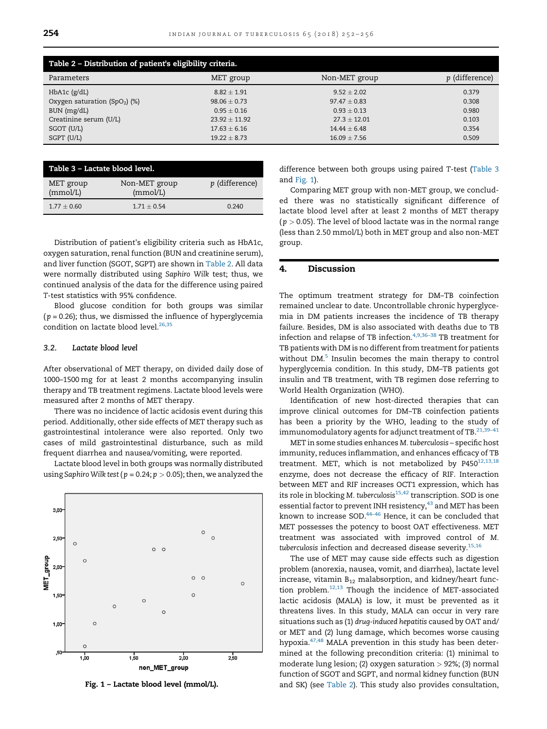**Table 2 – Distribution of patient's eligibility criteria.**

| Parameters | MET group | Non-MET group | p (difference) |
|---|---|---|---|
| HbA1c (g/dL) | 8.82 ± 1.91 | 9.52 ± 2.02 | 0.379 |
| Oxygen saturation ($SpO_2$) (%) | 98.06 ± 0.73 | 97.47 ± 0.83 | 0.308 |
| BUN (mg/dL) | 0.95 ± 0.16 | 0.93 ± 0.13 | 0.980 |
| Creatinine serum (U/L) | 23.92 ± 11.92 | 27.3 ± 12.01 | 0.103 |
| SGOT (U/L) | 17.63 ± 6.16 | 14.44 ± 6.48 | 0.354 |
| SGPT (U/L) | 19.22 ± 8.73 | 16.09 ± 7.56 | 0.509 |

**Table 3 – Lactate blood level.**

| MET group (mmol/L) | Non-MET group (mmol/L) | p (difference) |
|---|---|---|
| 1.77 ± 0.60 | 1.71 ± 0.54 | 0.240 |

Distribution of patient's eligibility criteria such as HbA1c, oxygen saturation, renal function (BUN and creatinine serum), and liver function (SGOT, SGPT) are shown in Table 2. All data were normally distributed using *Saphiro Wilk* test; thus, we continued analysis of the data for the difference using paired T-test statistics with 95% confidence.

Blood glucose condition for both groups was similar ($p = 0.26$); thus, we dismissed the influence of hyperglycemia condition on lactate blood level.[26,35]

### 3.2. Lactate blood level

After observational of MET therapy, on divided daily dose of 1000–1500 mg for at least 2 months accompanying insulin therapy and TB treatment regimens. Lactate blood levels were measured after 2 months of MET therapy.

There was no incidence of lactic acidosis event during this period. Additionally, other side effects of MET therapy such as gastrointestinal intolerance were also reported. Only two cases of mild gastrointestinal disturbance, such as mild frequent diarrhea and nausea/vomiting, were reported.

Lactate blood level in both groups was normally distributed using *Saphiro Wilk test* ($p = 0.24$; $p > 0.05$); then, we analyzed the difference between both groups using paired T-test (Table 3 and Fig. 1).

Comparing MET group with non-MET group, we concluded there was no statistically significant difference of lactate blood level after at least 2 months of MET therapy ($p > 0.05$). The level of blood lactate was in the normal range (less than 2.50 mmol/L) both in MET group and also non-MET group.

**Fig. 1 – Lactate blood level (mmol/L).**

## 4. Discussion

The optimum treatment strategy for DM–TB coinfection remained unclear to date. Uncontrollable chronic hyperglycemia in DM patients increases the incidence of TB therapy failure. Besides, DM is also associated with deaths due to TB infection and relapse of TB infection.[4,9,36–38] TB treatment for TB patients with DM is no different from treatment for patients without DM.[5] Insulin becomes the main therapy to control hyperglycemia condition. In this study, DM–TB patients got insulin and TB treatment, with TB regimen dose referring to World Health Organization (WHO).

Identification of new host-directed therapies that can improve clinical outcomes for DM–TB coinfection patients has been a priority by the WHO, leading to the study of immunomodulatory agents for adjunct treatment of TB.[21,39–41]

MET in some studies enhances *M. tuberculosis* – specific host immunity, reduces inflammation, and enhances efficacy of TB treatment. MET, which is not metabolized by P450[12,13,18] enzyme, does not decrease the efficacy of RIF. Interaction between MET and RIF increases OCT1 expression, which has its role in blocking *M. tuberculosis*[15,42] transcription. SOD is one essential factor to prevent INH resistency,[43] and MET has been known to increase SOD.[44–46] Hence, it can be concluded that MET possesses the potency to boost OAT effectiveness. MET treatment was associated with improved control of *M. tuberculosis* infection and decreased disease severity.[15,16]

The use of MET may cause side effects such as digestion problem (anorexia, nausea, vomit, and diarrhea), lactate level increase, vitamin $B_{12}$ malabsorption, and kidney/heart function problem.[12,13] Though the incidence of MET-associated lactic acidosis (MALA) is low, it must be prevented as it threatens lives. In this study, MALA can occur in very rare situations such as (1) *drug-induced hepatitis* caused by OAT and/or MET and (2) lung damage, which becomes worse causing hypoxia.[47,48] MALA prevention in this study has been determined at the following precondition criteria: (1) minimal to moderate lung lesion; (2) oxygen saturation > 92%; (3) normal function of SGOT and SGPT, and normal kidney function (BUN and SK) (see Table 2). This study also provides consultation,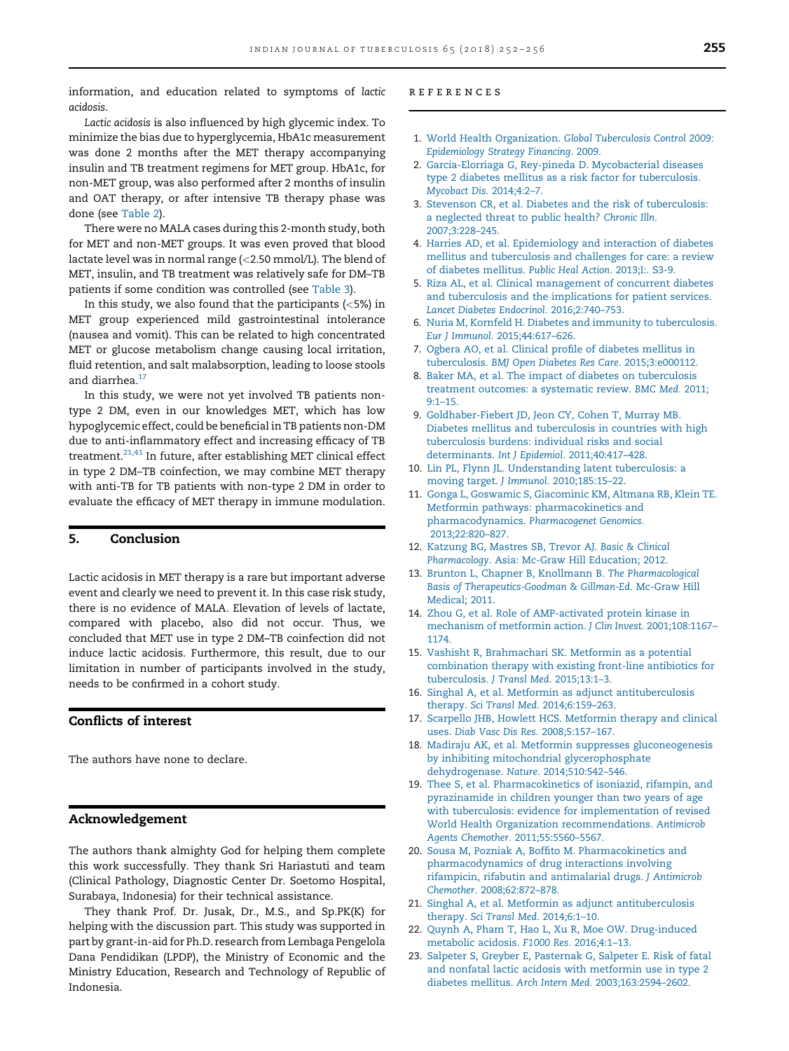information, and education related to symptoms of *lactic acidosis*.

*Lactic acidosis* is also influenced by high glycemic index. To minimize the bias due to hyperglycemia, HbA1c measurement was done 2 months after the MET therapy accompanying insulin and TB treatment regimens for MET group. HbA1c, for non-MET group, was also performed after 2 months of insulin and OAT therapy, or after intensive TB therapy phase was done (see Table 2).

There were no MALA cases during this 2-month study, both for MET and non-MET groups. It was even proved that blood lactate level was in normal range (<2.50 mmol/L). The blend of MET, insulin, and TB treatment was relatively safe for DM–TB patients if some condition was controlled (see Table 3).

In this study, we also found that the participants (<5%) in MET group experienced mild gastrointestinal intolerance (nausea and vomit). This can be related to high concentrated MET or glucose metabolism change causing local irritation, fluid retention, and salt malabsorption, leading to loose stools and diarrhea.[17]

In this study, we were not yet involved TB patients non-type 2 DM, even in our knowledges MET, which has low hypoglycemic effect, could be beneficial in TB patients non-DM due to anti-inflammatory effect and increasing efficacy of TB treatment.[21,41] In future, after establishing MET clinical effect in type 2 DM–TB coinfection, we may combine MET therapy with anti-TB for TB patients with non-type 2 DM in order to evaluate the efficacy of MET therapy in immune modulation.

## 5. Conclusion

Lactic acidosis in MET therapy is a rare but important adverse event and clearly we need to prevent it. In this case risk study, there is no evidence of MALA. Elevation of levels of lactate, compared with placebo, also did not occur. Thus, we concluded that MET use in type 2 DM–TB coinfection did not induce lactic acidosis. Furthermore, this result, due to our limitation in number of participants involved in the study, needs to be confirmed in a cohort study.

## Conflicts of interest

The authors have none to declare.

## Acknowledgement

The authors thank almighty God for helping them complete this work successfully. They thank Sri Hariastuti and team (Clinical Pathology, Diagnostic Center Dr. Soetomo Hospital, Surabaya, Indonesia) for their technical assistance.

They thank Prof. Dr. Jusak, Dr., M.S., and Sp.PK(K) for helping with the discussion part. This study was supported in part by grant-in-aid for Ph.D. research from Lembaga Pengelola Dana Pendidikan (LPDP), the Ministry of Economic and the Ministry Education, Research and Technology of Republic of Indonesia.

## REFERENCES

1. World Health Organization. *Global Tuberculosis Control 2009: Epidemiology Strategy Financing*. 2009.
2. Garcia-Elorriaga G, Rey-pineda D. Mycobacterial diseases type 2 diabetes mellitus as a risk factor for tuberculosis. *Mycobact Dis*. 2014;4:2–7.
3. Stevenson CR, et al. Diabetes and the risk of tuberculosis: a neglected threat to public health? *Chronic Illn*. 2007;3:228–245.
4. Harries AD, et al. Epidemiology and interaction of diabetes mellitus and tuberculosis and challenges for care: a review of diabetes mellitus. *Public Heal Action*. 2013;I:. S3-9.
5. Riza AL, et al. Clinical management of concurrent diabetes and tuberculosis and the implications for patient services. *Lancet Diabetes Endocrinol*. 2016;2:740–753.
6. Nuria M, Kornfeld H. Diabetes and immunity to tuberculosis. *Eur J Immunol*. 2015;44:617–626.
7. Ogbera AO, et al. Clinical profile of diabetes mellitus in tuberculosis. *BMJ Open Diabetes Res Care*. 2015;3:e000112.
8. Baker MA, et al. The impact of diabetes on tuberculosis treatment outcomes: a systematic review. *BMC Med*. 2011; 9:1–15.
9. Goldhaber-Fiebert JD, Jeon CY, Cohen T, Murray MB. Diabetes mellitus and tuberculosis in countries with high tuberculosis burdens: individual risks and social determinants. *Int J Epidemiol*. 2011;40:417–428.
10. Lin PL, Flynn JL. Understanding latent tuberculosis: a moving target. *J Immunol*. 2010;185:15–22.
11. Gonga L, Goswamic S, Giacominic KM, Altmana RB, Klein TE. Metformin pathways: pharmacokinetics and pharmacodynamics. *Pharmacogenet Genomics*. 2013;22:820–827.
12. Katzung BG, Mastres SB, Trevor AJ. *Basic & Clinical Pharmacology*. Asia: Mc-Graw Hill Education; 2012.
13. Brunton L, Chapner B, Knollmann B. *The Pharmacological Basis of Therapeutics-Goodman & Gillman-Ed*. Mc-Graw Hill Medical; 2011.
14. Zhou G, et al. Role of AMP-activated protein kinase in mechanism of metformin action. *J Clin Invest*. 2001;108:1167–1174.
15. Vashisht R, Brahmachari SK. Metformin as a potential combination therapy with existing front-line antibiotics for tuberculosis. *J Transl Med*. 2015;13:1–3.
16. Singhal A, et al. Metformin as adjunct antituberculosis therapy. *Sci Transl Med*. 2014;6:159–263.
17. Scarpello JHB, Howlett HCS. Metformin therapy and clinical uses. *Diab Vasc Dis Res*. 2008;5:157–167.
18. Madiraju AK, et al. Metformin suppresses gluconeogenesis by inhibiting mitochondrial glycerophosphate dehydrogenase. *Nature*. 2014;510:542–546.
19. Thee S, et al. Pharmacokinetics of isoniazid, rifampin, and pyrazinamide in children younger than two years of age with tuberculosis: evidence for implementation of revised World Health Organization recommendations. *Antimicrob Agents Chemother*. 2011;55:5560–5567.
20. Sousa M, Pozniak A, Boffito M. Pharmacokinetics and pharmacodynamics of drug interactions involving rifampicin, rifabutin and antimalarial drugs. *J Antimicrob Chemother*. 2008;62:872–878.
21. Singhal A, et al. Metformin as adjunct antituberculosis therapy. *Sci Transl Med*. 2014;6:1–10.
22. Quynh A, Pham T, Hao L, Xu R, Moe OW. Drug-induced metabolic acidosis. *F1000 Res*. 2016;4:1–13.
23. Salpeter S, Greyber E, Pasternak G, Salpeter E. Risk of fatal and nonfatal lactic acidosis with metformin use in type 2 diabetes mellitus. *Arch Intern Med*. 2003;163:2594–2602.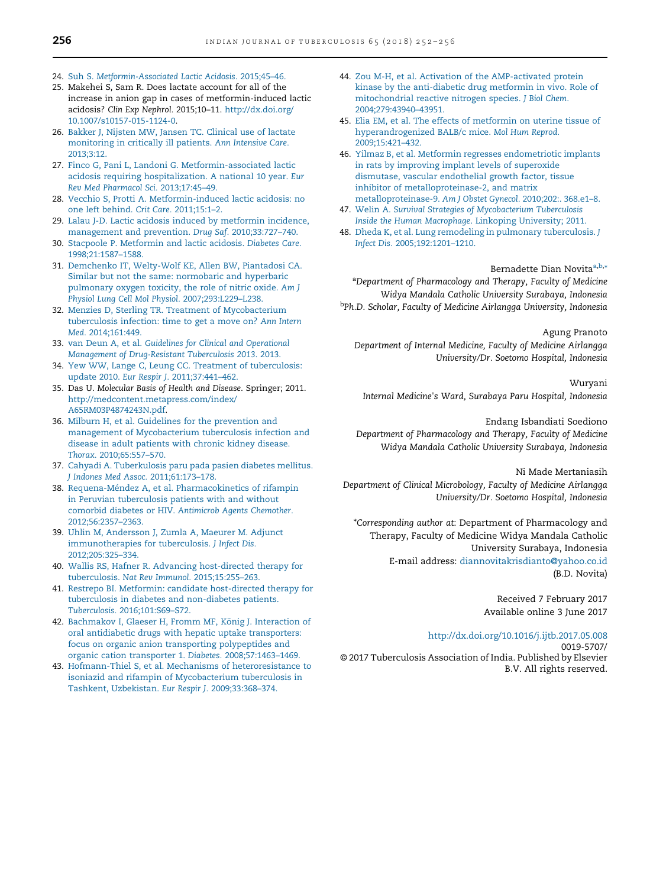24. Suh S. *Metformin-Associated Lactic Acidosis*. 2015;45–46.
25. Makehei S, Sam R. Does lactate account for all of the increase in anion gap in cases of metformin-induced lactic acidosis? *Clin Exp Nephrol*. 2015;10–11. http://dx.doi.org/10.1007/s10157-015-1124-0.
26. Bakker J, Nijsten MW, Jansen TC. Clinical use of lactate monitoring in critically ill patients. *Ann Intensive Care*. 2013;3:12.
27. Finco G, Pani L, Landoni G. Metformin-associated lactic acidosis requiring hospitalization. A national 10 year. *Eur Rev Med Pharmacol Sci*. 2013;17:45–49.
28. Vecchio S, Protti A. Metformin-induced lactic acidosis: no one left behind. *Crit Care*. 2011;15:1–2.
29. Lalau J-D. Lactic acidosis induced by metformin incidence, management and prevention. *Drug Saf*. 2010;33:727–740.
30. Stacpoole P. Metformin and lactic acidosis. *Diabetes Care*. 1998;21:1587–1588.
31. Demchenko IT, Welty-Wolf KE, Allen BW, Piantadosi CA. Similar but not the same: normobaric and hyperbaric pulmonary oxygen toxicity, the role of nitric oxide. *Am J Physiol Lung Cell Mol Physiol*. 2007;293:L229–L238.
32. Menzies D, Sterling TR. Treatment of Mycobacterium tuberculosis infection: time to get a move on? *Ann Intern Med*. 2014;161:449.
33. van Deun A, et al. *Guidelines for Clinical and Operational Management of Drug-Resistant Tuberculosis 2013*. 2013.
34. Yew WW, Lange C, Leung CC. Treatment of tuberculosis: update 2010. *Eur Respir J*. 2011;37:441–462.
35. Das U. *Molecular Basis of Health and Disease*. Springer; 2011. http://medcontent.metapress.com/index/A65RM03P4874243N.pdf.
36. Milburn H, et al. Guidelines for the prevention and management of Mycobacterium tuberculosis infection and disease in adult patients with chronic kidney disease. *Thorax*. 2010;65:557–570.
37. Cahyadi A. Tuberkulosis paru pada pasien diabetes mellitus. *J Indones Med Assoc*. 2011;61:173–178.
38. Requena-Méndez A, et al. Pharmacokinetics of rifampin in Peruvian tuberculosis patients with and without comorbid diabetes or HIV. *Antimicrob Agents Chemother*. 2012;56:2357–2363.
39. Uhlin M, Andersson J, Zumla A, Maeurer M. Adjunct immunotherapies for tuberculosis. *J Infect Dis*. 2012;205:325–334.
40. Wallis RS, Hafner R. Advancing host-directed therapy for tuberculosis. *Nat Rev Immunol*. 2015;15:255–263.
41. Restrepo BI. Metformin: candidate host-directed therapy for tuberculosis in diabetes and non-diabetes patients. *Tuberculosis*. 2016;101:S69–S72.
42. Bachmakov I, Glaeser H, Fromm MF, König J. Interaction of oral antidiabetic drugs with hepatic uptake transporters: focus on organic anion transporting polypeptides and organic cation transporter 1. *Diabetes*. 2008;57:1463–1469.
43. Hofmann-Thiel S, et al. Mechanisms of heteroresistance to isoniazid and rifampin of Mycobacterium tuberculosis in Tashkent, Uzbekistan. *Eur Respir J*. 2009;33:368–374.
44. Zou M-H, et al. Activation of the AMP-activated protein kinase by the anti-diabetic drug metformin in vivo. Role of mitochondrial reactive nitrogen species. *J Biol Chem*. 2004;279:43940–43951.
45. Elia EM, et al. The effects of metformin on uterine tissue of hyperandrogenized BALB/c mice. *Mol Hum Reprod*. 2009;15:421–432.
46. Yilmaz B, et al. Metformin regresses endometriotic implants in rats by improving implant levels of superoxide dismutase, vascular endothelial growth factor, tissue inhibitor of metalloproteinase-2, and matrix metalloproteinase-9. *Am J Obstet Gynecol*. 2010;202:. 368.e1–8.
47. Welin A. *Survival Strategies of Mycobacterium Tuberculosis Inside the Human Macrophage*. Linkoping University; 2011.
48. Dheda K, et al. Lung remodeling in pulmonary tuberculosis. *J Infect Dis*. 2005;192:1201–1210.

Bernadette Dian Novita[a,b,*]

[a]*Department of Pharmacology and Therapy, Faculty of Medicine Widya Mandala Catholic University Surabaya, Indonesia*

[b]*Ph.D. Scholar, Faculty of Medicine Airlangga University, Indonesia*

Agung Pranoto

*Department of Internal Medicine, Faculty of Medicine Airlangga University/Dr. Soetomo Hospital, Indonesia*

Wuryani

*Internal Medicine's Ward, Surabaya Paru Hospital, Indonesia*

Endang Isbandiati Soediono

*Department of Pharmacology and Therapy, Faculty of Medicine Widya Mandala Catholic University Surabaya, Indonesia*

Ni Made Mertaniasih

*Department of Clinical Microbology, Faculty of Medicine Airlangga University/Dr. Soetomo Hospital, Indonesia*

*\*Corresponding author at*: Department of Pharmacology and Therapy, Faculty of Medicine Widya Mandala Catholic University Surabaya, Indonesia

E-mail address: diannovitakrisdianto@yahoo.co.id (B.D. Novita)

Received 7 February 2017

Available online 3 June 2017

http://dx.doi.org/10.1016/j.ijtb.2017.05.008

0019-5707/

© 2017 Tuberculosis Association of India. Published by Elsevier B.V. All rights reserved.